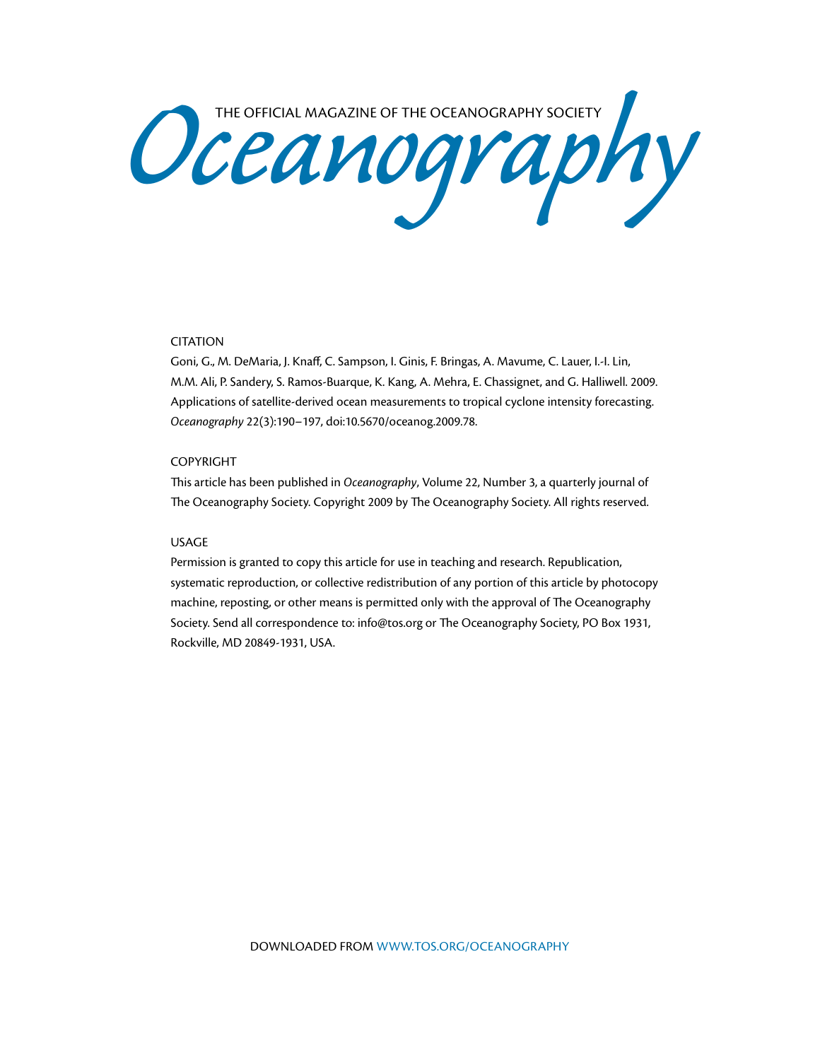THE OFFICIAL MAGAZINE OF THE OCEANOGRAPHY SOCIETY

# Oceanography

## CITATION

Goni, G., M. DeMaria, J. Knaff, C. Sampson, I. Ginis, F. Bringas, A. Mavume, C. Lauer, I.-I. Lin, M.M. Ali, P. Sandery, S. Ramos-Buarque, K. Kang, A. Mehra, E. Chassignet, and G. Halliwell. 2009. Applications of satellite-derived ocean measurements to tropical cyclone intensity forecasting. *Oceanography* 22(3):190–197, doi:10.5670/oceanog.2009.78.

## COPYRIGHT

This article has been published in *Oceanography*, Volume 22, Number 3, a quarterly journal of The Oceanography Society. Copyright 2009 by The Oceanography Society. All rights reserved.

## USAGE

Permission is granted to copy this article for use in teaching and research. Republication, systematic reproduction, or collective redistribution of any portion of this article by photocopy machine, reposting, or other means is permitted only with the approval of The Oceanography Society. Send all correspondence to: info@tos.org or The Oceanography Society, PO Box 1931, Rockville, MD 20849-1931, USA.

DOWNLOADED FROM WWW.TOS.ORG/OCEANOGRAPHY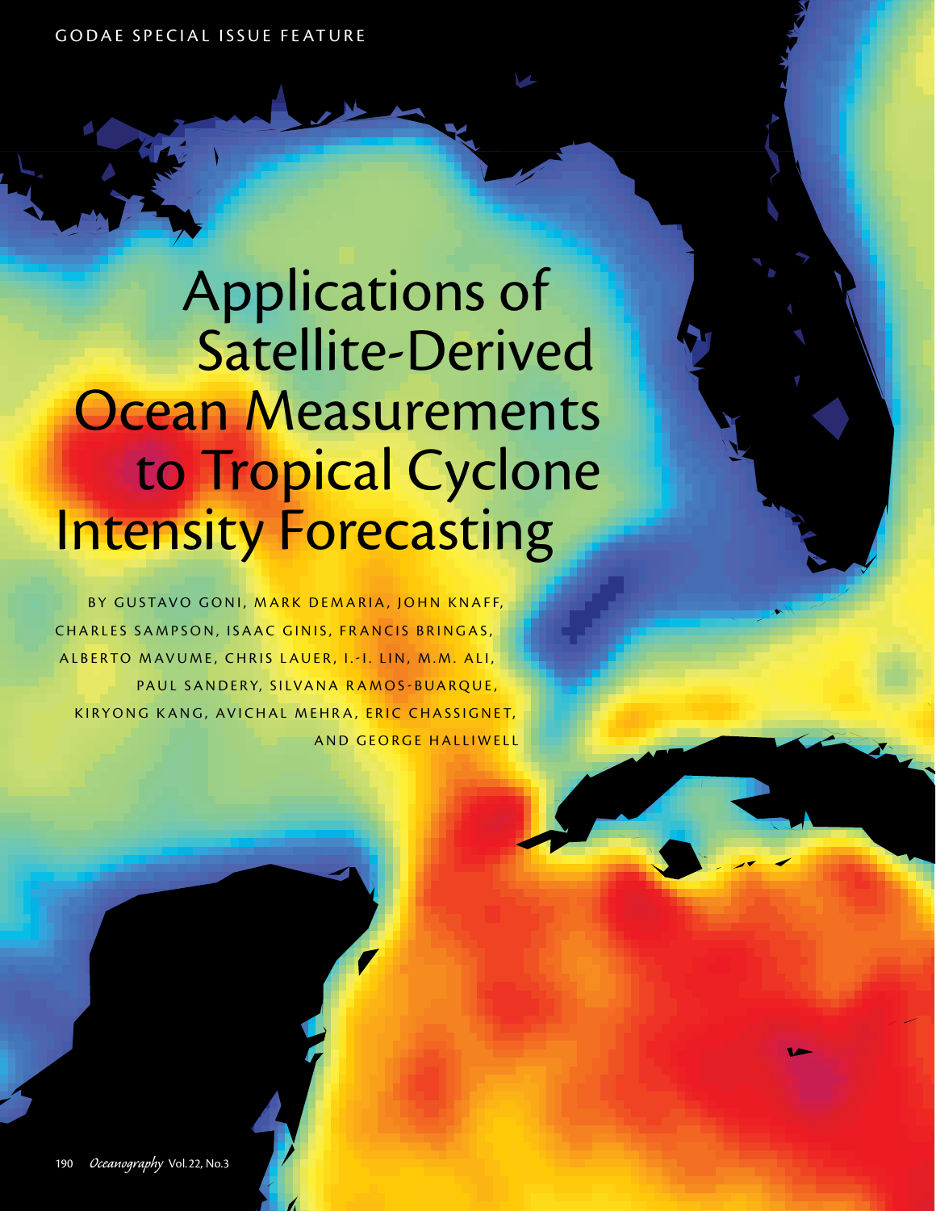# Applications of Satellite-Derived Ocean Measurements to Tropical Cyclone Intensity Forecasting

BY GUSTAVO GONI, MARK DEMARIA, JOHN KNAFF, CHARLES SAMPSON, ISAAC GINIS, FRANCIS BRINGAS, ALBERTO MAVUME, CHRIS LAUER, I.-I. LIN, M.M. ALI, PAUL SANDERY, SILVANA RAMOS-BUARQUE, KIRYONG KANG, AVICHAL MEHRA, ERIC CHASSIGNET, AND GEORGE HALLIWELL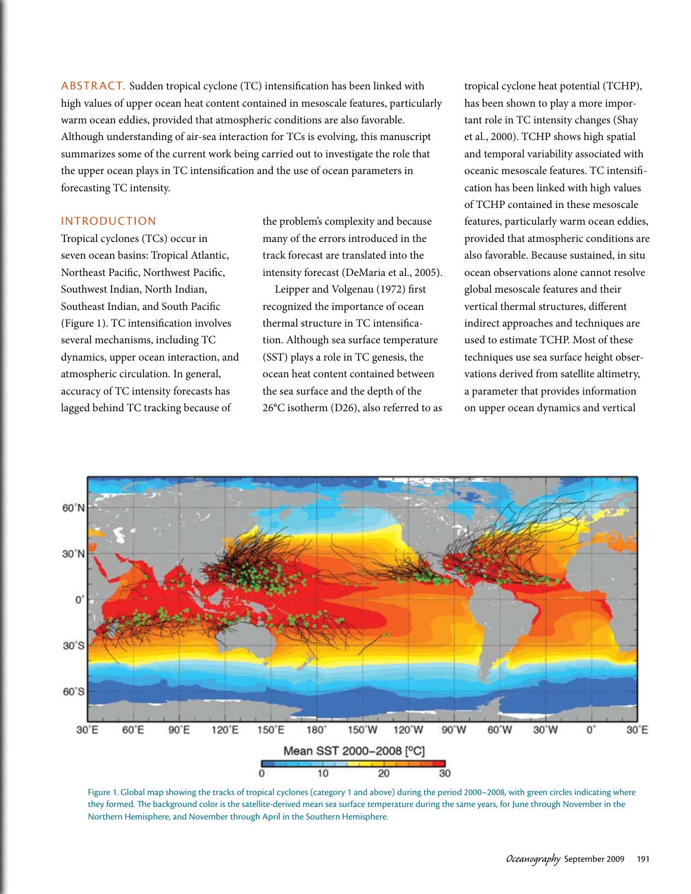ABSTRACT. Sudden tropical cyclone (TC) intensification has been linked with high values of upper ocean heat content contained in mesoscale features, particularly warm ocean eddies, provided that atmospheric conditions are also favorable. Although understanding of air-sea interaction for TCs is evolving, this manuscript summarizes some of the current work being carried out to investigate the role that the upper ocean plays in TC intensification and the use of ocean parameters in forecasting TC intensity.

## INTRODUCTION

Tropical cyclones (TCs) occur in seven ocean basins: Tropical Atlantic, Northeast Pacific, Northwest Pacific, Southwest Indian, North Indian, Southeast Indian, and South Pacific (Figure 1). TC intensification involves several mechanisms, including TC dynamics, upper ocean interaction, and atmospheric circulation. In general, accuracy of TC intensity forecasts has lagged behind TC tracking because of the problem's complexity and because many of the errors introduced in the track forecast are translated into the intensity forecast (DeMaria et al., 2005).

Leipper and Volgenau (1972) first recognized the importance of ocean thermal structure in TC intensification. Although sea surface temperature (SST) plays a role in TC genesis, the ocean heat content contained between the sea surface and the depth of the 26°C isotherm (D26), also referred to as tropical cyclone heat potential (TCHP), has been shown to play a more important role in TC intensity changes (Shay et al., 2000). TCHP shows high spatial and temporal variability associated with oceanic mesoscale features. TC intensification has linked with high values of TCHP contained in these mesoscale features, particularly warm ocean eddies, provided that atmospheric conditions are also favorable. Because sustained, in situ ocean observations alone cannot resolve global mesoscale features and their vertical thermal structures, different indirect approaches and techniques are used to estimate TCHP. Most of these techniques use sea surface height observations derived from satellite altimetry, a parameter that provides information on upper ocean dynamics and vertical

Figure 1. Global map showing the tracks of tropical cyclones (category 1 and above) during the period 2000–2008, with green circles indicating where they formed. The background color is the satellite-derived mean sea surface temperature during the same years, for June through November in the Northern Hemisphere, and November through April in the Southern Hemisphere.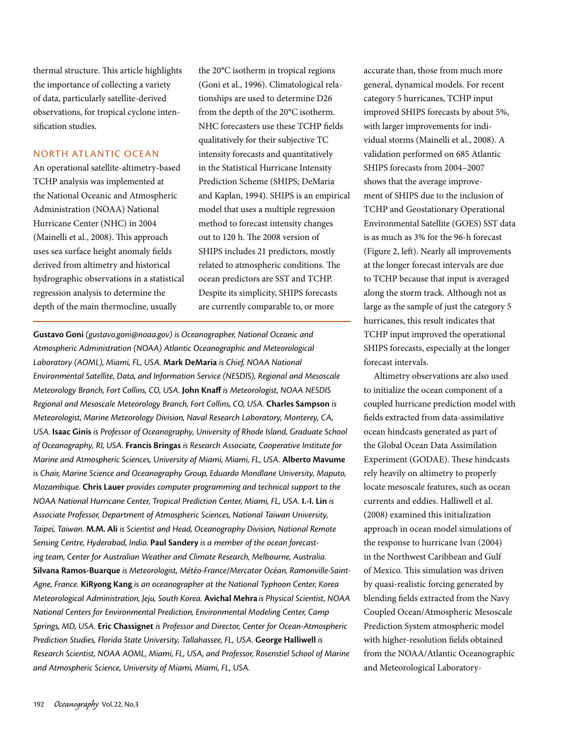thermal structure. This article highlights the importance of collecting a variety of data, particularly satellite-derived observations, for tropical cyclone intensification studies.

## NORTH ATLANTIC OCEAN

An operational satellite-altimetry-based TCHP analysis was implemented at the National Oceanic and Atmospheric Administration (NOAA) National Hurricane Center (NHC) in 2004 (Mainelli et al., 2008). This approach uses sea surface height anomaly fields derived from altimetry and historical hydrographic observations in a statistical regression analysis to determine the depth of the main thermocline, usually the 20°C isotherm in tropical regions (Goni et al., 1996). Climatological relationships are used to determine D26 from the depth of the 20°C isotherm. NHC forecasters use these TCHP fields qualitatively for their subjective TC intensity forecasts and quantitatively in the Statistical Hurricane Intensity Prediction Scheme (SHIPS; DeMaria and Kaplan, 1994). SHIPS is an empirical model that uses a multiple regression method to forecast intensity changes out to 120 h. The 2008 version of SHIPS includes 21 predictors, mostly related to atmospheric conditions. The ocean predictors are SST and TCHP. Despite its simplicity, SHIPS forecasts are currently comparable to, or more accurate than, those from much more general, dynamical models. For recent category 5 hurricanes, TCHP input improved SHIPS forecasts by about 5%, with larger improvements for individual storms (Mainelli et al., 2008). A validation performed on 685 Atlantic SHIPS forecasts from 2004–2007 shows that the average improvement of SHIPS due to the inclusion of TCHP and Geostationary Operational Environmental Satellite (GOES) SST data is as much as 3% for the 96-h forecast (Figure 2, left). Nearly all improvements at the longer forecast intervals are due to TCHP because that input is averaged along the storm track. Although not as large as the sample of just the category 5 hurricanes, this result indicates that TCHP input improved the operational SHIPS forecasts, especially at the longer forecast intervals.

Altimetry observations are also used to initialize the ocean component of a coupled hurricane prediction model with fields extracted from data-assimilative ocean hindcasts generated as part of the Global Ocean Data Assimilation Experiment (GODAE). These hindcasts rely heavily on altimetry to properly locate mesoscale features, such as ocean currents and eddies. Halliwell et al. (2008) examined this initialization approach in ocean model simulations of the response to hurricane Ivan (2004) in the Northwest Caribbean and Gulf of Mexico. This simulation was driven by quasi-realistic forcing generated by blending fields extracted from the Navy Coupled Ocean/Atmospheric Mesoscale Prediction System atmospheric model with higher-resolution fields obtained from the NOAA/Atlantic Oceanographic and Meteorological Laboratory-

---

**Gustavo Goni** *(gustavo.goni@noaa.gov) is Oceanographer, National Oceanic and Atmospheric Administration (NOAA) Atlantic Oceanographic and Meteorological Laboratory (AOML), Miami, FL, USA.* **Mark DeMaria** *is Chief, NOAA National Environmental Satellite, Data, and Information Service (NESDIS), Regional and Mesoscale Meteorology Branch, Fort Collins, CO, USA.* **John Knaff** *is Meteorologist, NOAA NESDIS Regional and Mesoscale Meteorology Branch, Fort Collins, CO, USA.* **Charles Sampson** *is Meteorologist, Marine Meteorology Division, Naval Research Laboratory, Monterey, CA, USA.* **Isaac Ginis** *is Professor of Oceanography, University of Rhode Island, Graduate School of Oceanography, RI, USA.* **Francis Bringas** *is Research Associate, Cooperative Institute for Marine and Atmospheric Sciences, University of Miami, Miami, FL, USA.* **Alberto Mavume** *is Chair, Marine Science and Oceanography Group, Eduardo Mondlane University, Maputo, Mozambique.* **Chris Lauer** *provides computer programming and technical support to the NOAA National Hurricane Center, Tropical Prediction Center, Miami, FL, USA.* **I.-I. Lin** *is Associate Professor, Department of Atmospheric Sciences, National Taiwan University, Taipei, Taiwan.* **M.M. Ali** *is Scientist and Head, Oceanography Division, National Remote Sensing Centre, Hyderabad, India.* **Paul Sandery** *is a member of the ocean forecasting team, Center for Australian Weather and Climate Research, Melbourne, Australia.* **Silvana Ramos-Buarque** *is Meteorologist, Météo-France/Mercator Océan, Ramonville-Saint-Agne, France.* **KiRyong Kang** *is an oceanographer at the National Typhoon Center, Korea Meteorological Administration, Jeju, South Korea.* **Avichal Mehra** *is Physical Scientist, NOAA National Centers for Environmental Prediction, Environmental Modeling Center, Camp Springs, MD, USA.* **Eric Chassignet** *is Professor and Director, Center for Ocean-Atmospheric Prediction Studies, Florida State University, Tallahassee, FL, USA.* **George Halliwell** *is Research Scientist, NOAA AOML, Miami, FL, USA, and Professor, Rosenstiel School of Marine and Atmospheric Science, University of Miami, Miami, FL, USA.*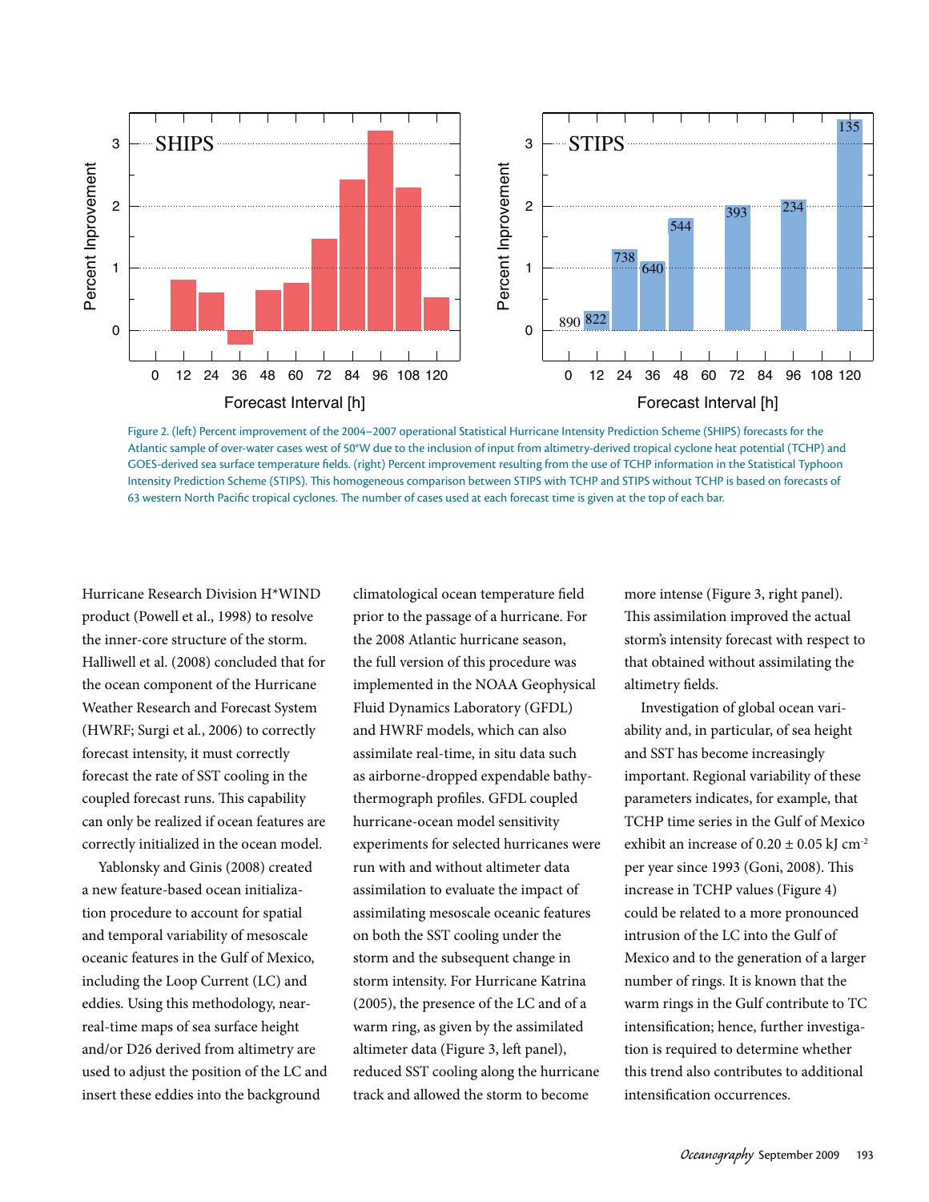Figure 2. (left) Percent improvement of the 2004–2007 operational Statistical Hurricane Intensity Prediction Scheme (SHIPS) forecasts for the Atlantic sample of over-water cases west of 50°W due to the inclusion of input from altimetry-derived tropical cyclone heat potential (TCHP) and GOES-derived sea surface temperature fields. (right) Percent improvement resulting from the use of TCHP information in the Statistical Typhoon Intensity Prediction Scheme (STIPS). This homogeneous comparison between STIPS with TCHP and STIPS without TCHP is based on forecasts of 63 western North Pacific tropical cyclones. The number of cases used at each forecast time is given at the top of each bar.

Hurricane Research Division H*WIND product (Powell et al., 1998) to resolve the inner-core structure of the storm. Halliwell et al. (2008) concluded that for the ocean component of the Hurricane Weather Research and Forecast System (HWRF; Surgi et al., 2006) to correctly forecast intensity, it must correctly forecast the rate of SST cooling in the coupled forecast runs. This capability can only be realized if ocean features are correctly initialized in the ocean model.

Yablonsky and Ginis (2008) created a new feature-based ocean initialization procedure to account for spatial and temporal variability of mesoscale oceanic features in the Gulf of Mexico, including the Loop Current (LC) and eddies. Using this methodology, near-real-time maps of sea surface height and/or D26 derived from altimetry are used to adjust the position of the LC and insert these eddies into the background climatological ocean temperature field prior to the passage of a hurricane. For the 2008 Atlantic hurricane season, the full version of this procedure was implemented in the NOAA Geophysical Fluid Dynamics Laboratory (GFDL) and HWRF models, which can also assimilate real-time, in situ data such as airborne-dropped expendable bathythermograph profiles. GFDL coupled hurricane-ocean model sensitivity experiments for selected hurricanes were run with and without altimeter data assimilation to evaluate the impact of assimilating mesoscale oceanic features on both the SST cooling under the storm and the subsequent change in storm intensity. For Hurricane Katrina (2005), the presence of the LC and of a warm ring, as given by the assimilated altimeter data (Figure 3, left panel), reduced SST cooling along the hurricane track and allowed the storm to become more intense (Figure 3, right panel). This assimilation improved the actual storm's intensity forecast with respect to that obtained without assimilating the altimetry fields.

Investigation of global ocean variability and, in particular, of sea height and SST has become increasingly important. Regional variability of these parameters indicates, for example, that TCHP time series in the Gulf of Mexico exhibit an increase of 0.20 ± 0.05 kJ cm$^{-2}$ per year since 1993 (Goni, 2008). This increase in TCHP values (Figure 4) could be related to a more pronounced intrusion of the LC into the Gulf of Mexico and to the generation of a larger number of rings. It is known that the warm rings in the Gulf contribute to TC intensification; hence, further investigation is required to determine whether this trend also contributes to additional intensification occurrences.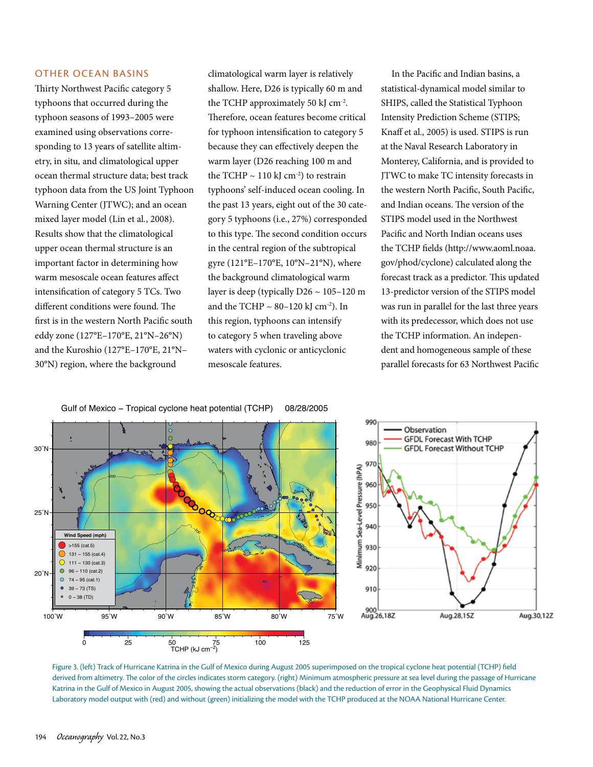## OTHER OCEAN BASINS

Thirty Northwest Pacific category 5 typhoons that occurred during the typhoon seasons of 1993–2005 were examined using observations corresponding to 13 years of satellite altimetry, in situ, and climatological upper ocean thermal structure data; best track typhoon data from the US Joint Typhoon Warning Center (JTWC); and an ocean mixed layer model (Lin et al., 2008). Results show that the climatological upper ocean thermal structure is an important factor in determining how warm mesoscale ocean features affect intensification of category 5 TCs. Two different conditions were found. The first is in the western North Pacific south eddy zone (127°E–170°E, 21°N–26°N) and the Kuroshio (127°E–170°E, 21°N–30°N) region, where the background climatological warm layer is relatively shallow. Here, D26 is typically 60 m and the TCHP approximately 50 kJ $cm^{-2}$. Therefore, ocean features become critical for typhoon intensification to category 5 because they can effectively deepen the warm layer (D26 reaching 100 m and the TCHP ~ 110 kJ $cm^{-2}$) to restrain typhoons' self-induced ocean cooling. In the past 13 years, eight out of the 30 category 5 typhoons (i.e., 27%) corresponded to this type. The second condition occurs in the central region of the subtropical gyre (121°E–170°E, 10°N–21°N), where the background climatological warm layer is deep (typically D26 ~ 105–120 m and the TCHP ~ 80–120 kJ $cm^{-2}$). In this region, typhoons can intensify to category 5 when traveling above waters with cyclonic or anticyclonic mesoscale features.

In the Pacific and Indian basins, a statistical-dynamical model similar to SHIPS, called the Statistical Typhoon Intensity Prediction Scheme (STIPS; Knaff et al., 2005) is used. STIPS is run at the Naval Research Laboratory in Monterey, California, and is provided to JTWC to make TC intensity forecasts in the western North Pacific, South Pacific, and Indian oceans. The version of the STIPS model used in the Northwest Pacific and North Indian oceans uses the TCHP fields (http://www.aoml.noaa.gov/phod/cyclone) calculated along the forecast track as a predictor. This updated 13-predictor version of the STIPS model was run in parallel for the last three years with its predecessor, which does not use the TCHP information. An independent and homogeneous sample of these parallel forecasts for 63 Northwest Pacific

Figure 3. (left) Track of Hurricane Katrina in the Gulf of Mexico during August 2005 superimposed on the tropical cyclone heat potential (TCHP) field derived from altimetry. The color of the circles indicates storm category. (right) Minimum atmospheric pressure at sea level during the passage of Hurricane Katrina in the Gulf of Mexico in August 2005, showing the actual observations (black) and the reduction of error in the Geophysical Fluid Dynamics Laboratory model output with (red) and without (green) initializing the model with the TCHP produced at the NOAA National Hurricane Center.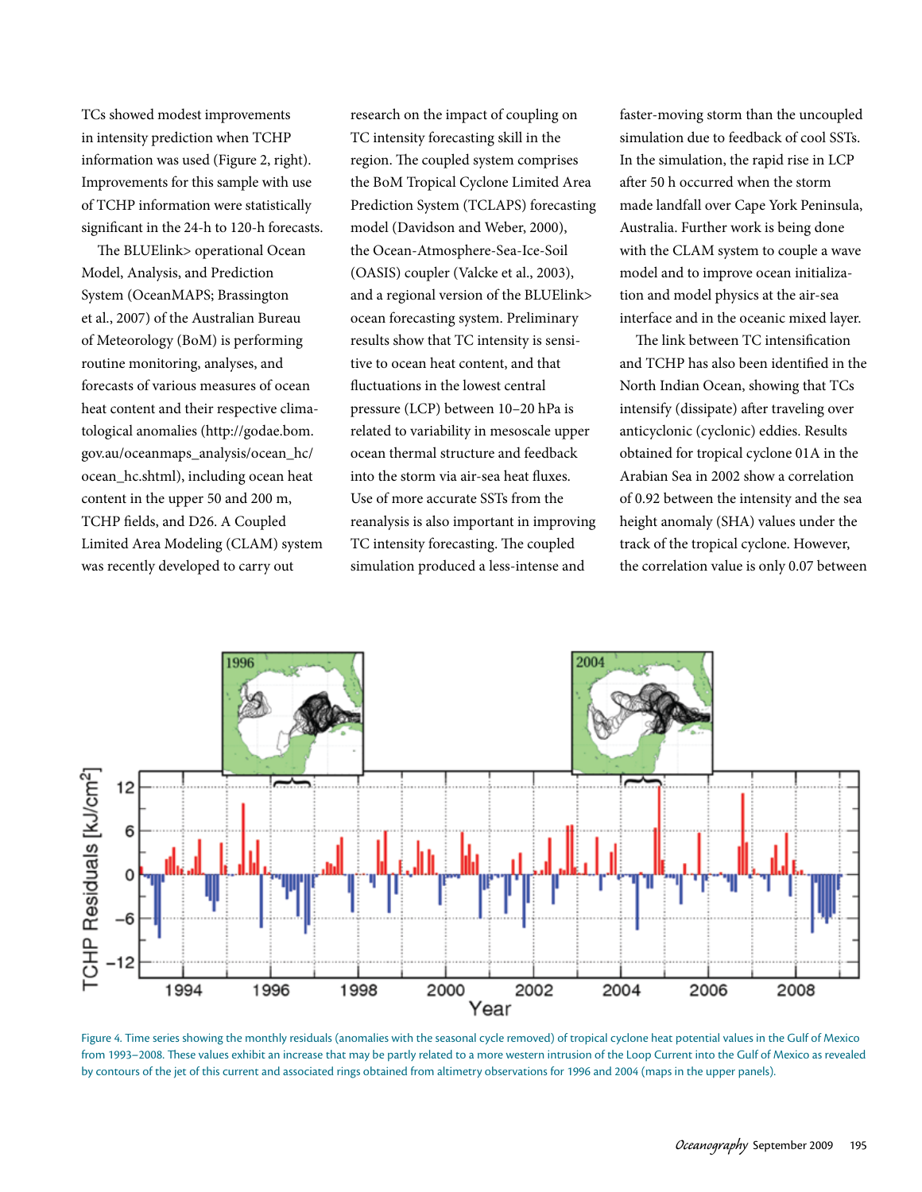TCs showed modest improvements in intensity prediction when TCHP information was used (Figure 2, right). Improvements for this sample with use of TCHP information were statistically significant in the 24-h to 120-h forecasts.

The BLUElink> operational Ocean Model, Analysis, and Prediction System (OceanMAPS; Brassington et al., 2007) of the Australian Bureau of Meteorology (BoM) is performing routine monitoring, analyses, and forecasts of various measures of ocean heat content and their respective climatological anomalies (http://godae.bom.gov.au/oceanmaps_analysis/ocean_hc/ocean_hc.shtml), including ocean heat content in the upper 50 and 200 m, TCHP fields, and D26. A Coupled Limited Area Modeling (CLAM) system was recently developed to carry out research on the impact of coupling on TC intensity forecasting skill in the region. The coupled system comprises the BoM Tropical Cyclone Limited Area Prediction System (TCLAPS) forecasting model (Davidson and Weber, 2000), the Ocean-Atmosphere-Sea-Ice-Soil (OASIS) coupler (Valcke et al., 2003), and a regional version of the BLUElink> ocean forecasting system. Preliminary results show that TC intensity is sensitive to ocean heat content, and that fluctuations in the lowest central pressure (LCP) between 10–20 hPa is related to variability in mesoscale upper ocean thermal structure and feedback into the storm via air-sea heat fluxes. Use of more accurate SSTs from the reanalysis is also important in improving TC intensity forecasting. The coupled simulation produced a less-intense and faster-moving storm than the uncoupled simulation due to feedback of cool SSTs. In the simulation, the rapid rise in LCP after 50 h occurred when the storm made landfall over Cape York Peninsula, Australia. Further work is being done with the CLAM system to couple a wave model and to improve ocean initialization and model physics at the air-sea interface and in the oceanic mixed layer.

The link between TC intensification and TCHP has also been identified in the North Indian Ocean, showing that TCs intensify (dissipate) after traveling over anticyclonic (cyclonic) eddies. Results obtained for tropical cyclone 01A in the Arabian Sea in 2002 show a correlation of 0.92 between the intensity and the sea height anomaly (SHA) values under the track of the tropical cyclone. However, the correlation value is only 0.07 between

Figure 4. Time series showing the monthly residuals (anomalies with the seasonal cycle removed) of tropical cyclone heat potential values in the Gulf of Mexico from 1993–2008. These values exhibit an increase that may be partly related to a more western intrusion of the Loop Current into the Gulf of Mexico as revealed by contours of the jet of this current and associated rings obtained from altimetry observations for 1996 and 2004 (maps in the upper panels).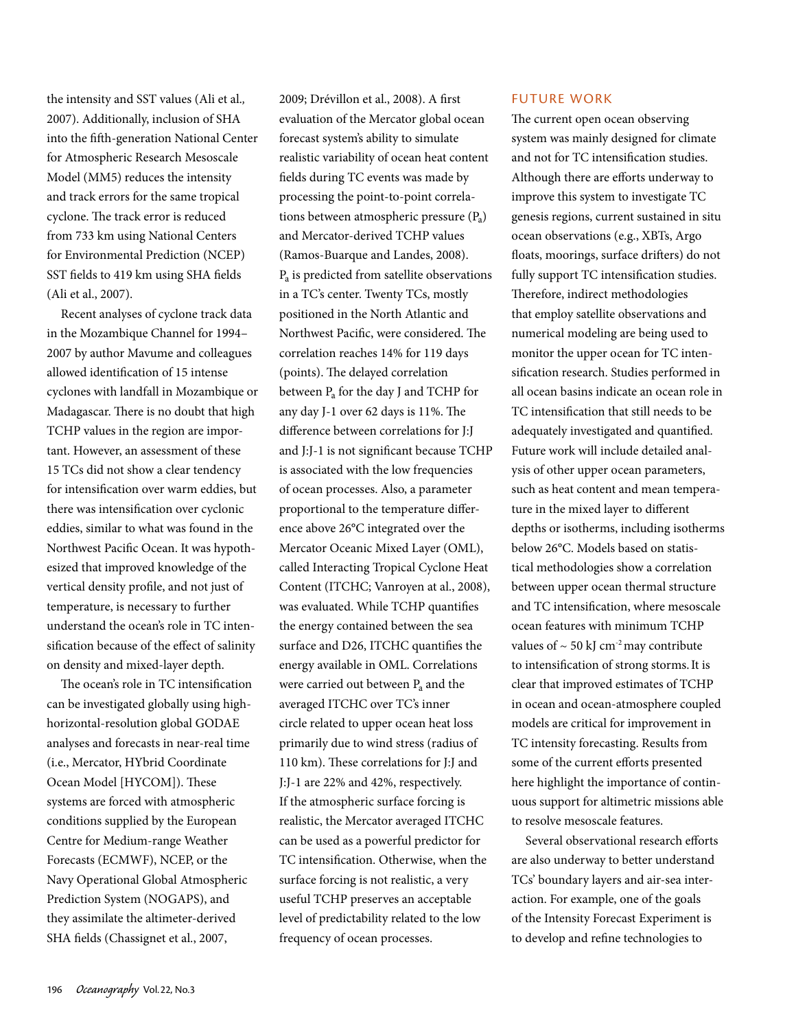the intensity and SST values (Ali et al., 2007). Additionally, inclusion of SHA into the fifth-generation National Center for Atmospheric Research Mesoscale Model (MM5) reduces the intensity and track errors for the same tropical cyclone. The track error is reduced from 733 km using National Centers for Environmental Prediction (NCEP) SST fields to 419 km using SHA fields (Ali et al., 2007).

Recent analyses of cyclone track data in the Mozambique Channel for 1994–2007 by author Mavume and colleagues allowed identification of 15 intense cyclones with landfall in Mozambique or Madagascar. There is no doubt that high TCHP values in the region are important. However, an assessment of these 15 TCs did not show a clear tendency for intensification over warm eddies, but there was intensification over cyclonic eddies, similar to what was found in the Northwest Pacific Ocean. It was hypothesized that improved knowledge of the vertical density profile, and not just of temperature, is necessary to further understand the ocean's role in TC intensification because of the effect of salinity on density and mixed-layer depth.

The ocean's role in TC intensification can be investigated globally using high-horizontal-resolution global GODAE analyses and forecasts in near-real time (i.e., Mercator, HYbrid Coordinate Ocean Model [HYCOM]). These systems are forced with atmospheric conditions supplied by the European Centre for Medium-range Weather Forecasts (ECMWF), NCEP, or the Navy Operational Global Atmospheric Prediction System (NOGAPS), and they assimilate the altimeter-derived SHA fields (Chassignet et al., 2007, 2009; Drévillon et al., 2008). A first evaluation of the Mercator global ocean forecast system's ability to simulate realistic variability of ocean heat content fields during TC events was made by processing the point-to-point correlations between atmospheric pressure ($P_a$) and Mercator-derived TCHP values (Ramos-Buarque and Landes, 2008). $P_a$ is predicted from satellite observations in a TC's center. Twenty TCs, mostly positioned in the North Atlantic and Northwest Pacific, were considered. The correlation reaches 14% for 119 days (points). The delayed correlation between $P_a$ for the day J and TCHP for any day J-1 over 62 days is 11%. The difference between correlations for J:J and J:J-1 is not significant because TCHP is associated with the low frequencies of ocean processes. Also, a parameter proportional to the temperature difference above 26°C integrated over the Mercator Oceanic Mixed Layer (OML), called Interacting Tropical Cyclone Heat Content (ITCHC; Vanroyen at al., 2008), was evaluated. While TCHP quantifies the energy contained between the sea surface and D26, ITCHC quantifies the energy available in OML. Correlations were carried out between $P_a$ and the averaged ITCHC over TC's inner circle related to upper ocean heat loss primarily due to wind stress (radius of 110 km). These correlations for J:J and J:J-1 are 22% and 42%, respectively. If the atmospheric surface forcing is realistic, the Mercator averaged ITCHC can be used as a powerful predictor for TC intensification. Otherwise, when the surface forcing is not realistic, a very useful TCHP preserves an acceptable level of predictability related to the low frequency of ocean processes.

## FUTURE WORK

The current open ocean observing system was mainly designed for climate and not for TC intensification studies. Although there are efforts underway to improve this system to investigate TC genesis regions, current sustained in situ ocean observations (e.g., XBTs, Argo floats, moorings, surface drifters) do not fully support TC intensification studies. Therefore, indirect methodologies that employ satellite observations and numerical modeling are being used to monitor the upper ocean for TC intensification research. Studies performed in all ocean basins indicate an ocean role in TC intensification that still needs to be adequately investigated and quantified. Future work will include detailed analysis of other upper ocean parameters, such as heat content and mean temperature in the mixed layer to different depths or isotherms, including isotherms below 26°C. Models based on statistical methodologies show a correlation between upper ocean thermal structure and TC intensification, where mesoscale ocean features with minimum TCHP values of ~ 50 kJ $cm^{-2}$ may contribute to intensification of strong storms. It is clear that improved estimates of TCHP in ocean and ocean-atmosphere coupled models are critical for improvement in TC intensity forecasting. Results from some of the current efforts presented here highlight the importance of continuous support for altimetric missions able to resolve mesoscale features.

Several observational research efforts are also underway to better understand TCs' boundary layers and air-sea interaction. For example, one of the goals of the Intensity Forecast Experiment is to develop and refine technologies to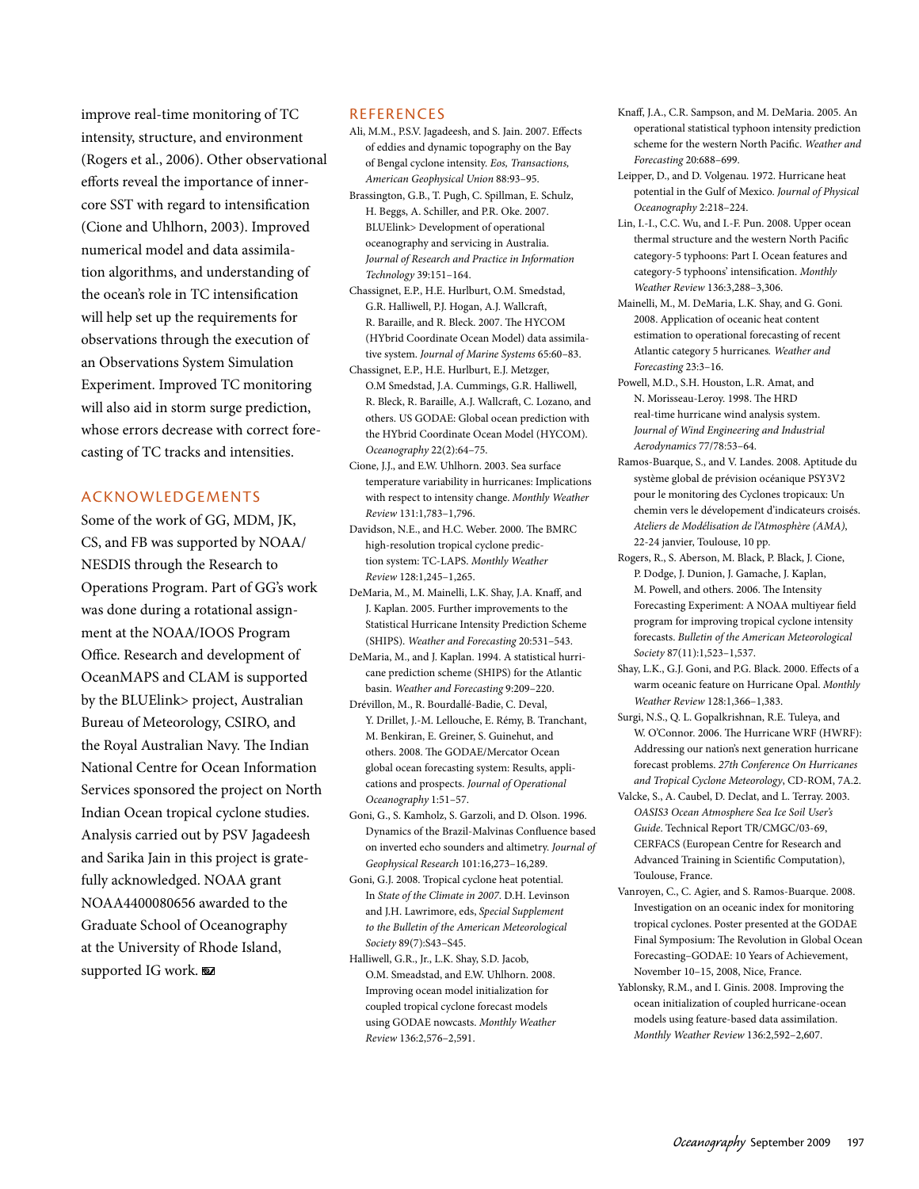improve real-time monitoring of TC intensity, structure, and environment (Rogers et al., 2006). Other observational efforts reveal the importance of inner-core SST with regard to intensification (Cione and Uhlhorn, 2003). Improved numerical model and data assimilation algorithms, and understanding of the ocean's role in TC intensification will help set up the requirements for observations through the execution of an Observations System Simulation Experiment. Improved TC monitoring will also aid in storm surge prediction, whose errors decrease with correct forecasting of TC tracks and intensities.

## ACKNOWLEDGEMENTS

Some of the work of GG, MDM, JK, CS, and FB was supported by NOAA/NESDIS through the Research to Operations Program. Part of GG's work was done during a rotational assignment at the NOAA/IOOS Program Office. Research and development of OceanMAPS and CLAM is supported by the BLUElink> project, Australian Bureau of Meteorology, CSIRO, and the Royal Australian Navy. The Indian National Centre for Ocean Information Services sponsored the project on North Indian Ocean tropical cyclone studies. Analysis carried out by PSV Jagadeesh and Sarika Jain in this project is gratefully acknowledged. NOAA grant NOAA4400080656 awarded to the Graduate School of Oceanography at the University of Rhode Island, supported IG work.

## REFERENCES

Ali, M.M., P.S.V. Jagadeesh, and S. Jain. 2007. Effects of eddies and dynamic topography on the Bay of Bengal cyclone intensity. *Eos, Transactions, American Geophysical Union* 88:93–95.

Brassington, G.B., T. Pugh, C. Spillman, E. Schulz, H. Beggs, A. Schiller, and P.R. Oke. 2007. BLUElink> Development of operational oceanography and servicing in Australia. *Journal of Research and Practice in Information Technology* 39:151–164.

Chassignet, E.P., H.E. Hurlburt, O.M. Smedstad, G.R. Halliwell, P.J. Hogan, A.J. Wallcraft, R. Baraille, and R. Bleck. 2007. The HYCOM (HYbrid Coordinate Ocean Model) data assimilative system. *Journal of Marine Systems* 65:60–83.

Chassignet, E.P., H.E. Hurlburt, E.J. Metzger, O.M Smedstad, J.A. Cummings, G.R. Halliwell, R. Bleck, R. Baraille, A.J. Wallcraft, C. Lozano, and others. US GODAE: Global ocean prediction with the HYbrid Coordinate Ocean Model (HYCOM). *Oceanography* 22(2):64–75.

Cione, J.J., and E.W. Uhlhorn. 2003. Sea surface temperature variability in hurricanes: Implications with respect to intensity change. *Monthly Weather Review* 131:1,783–1,796.

Davidson, N.E., and H.C. Weber. 2000. The BMRC high-resolution tropical cyclone prediction system: TC-LAPS. *Monthly Weather Review* 128:1,245–1,265.

DeMaria, M., M. Mainelli, L.K. Shay, J.A. Knaff, and J. Kaplan. 2005. Further improvements to the Statistical Hurricane Intensity Prediction Scheme (SHIPS). *Weather and Forecasting* 20:531–543.

DeMaria, M., and J. Kaplan. 1994. A statistical hurricane prediction scheme (SHIPS) for the Atlantic basin. *Weather and Forecasting* 9:209–220.

Drévillon, M., R. Bourdallé-Badie, C. Deval, Y. Drillet, J.-M. Lellouche, E. Rémy, B. Tranchant, M. Benkiran, E. Greiner, S. Guinehut, and others. 2008. The GODAE/Mercator Ocean global ocean forecasting system: Results, applications and prospects. *Journal of Operational Oceanography* 1:51–57.

Goni, G., S. Kamholz, S. Garzoli, and D. Olson. 1996. Dynamics of the Brazil-Malvinas Confluence based on inverted echo sounders and altimetry. *Journal of Geophysical Research* 101:16,273–16,289.

Goni, G.J. 2008. Tropical cyclone heat potential. In *State of the Climate in 2007*. D.H. Levinson and J.H. Lawrimore, eds, *Special Supplement to the Bulletin of the American Meteorological Society* 89(7):S43–S45.

Halliwell, G.R., Jr., L.K. Shay, S.D. Jacob, O.M. Smeadstad, and E.W. Uhlhorn. 2008. Improving ocean model initialization for coupled tropical cyclone forecast models using GODAE nowcasts. *Monthly Weather Review* 136:2,576–2,591.

Knaff, J.A., C.R. Sampson, and M. DeMaria. 2005. An operational statistical typhoon intensity prediction scheme for the western North Pacific. *Weather and Forecasting* 20:688–699.

Leipper, D., and D. Volgenau. 1972. Hurricane heat potential in the Gulf of Mexico. *Journal of Physical Oceanography* 2:218–224.

Lin, I.-I., C.C. Wu, and I.-F. Pun. 2008. Upper ocean thermal structure and the western North Pacific category-5 typhoons: Part I. Ocean features and category-5 typhoons' intensification. *Monthly Weather Review* 136:3,288–3,306.

Mainelli, M., M. DeMaria, L.K. Shay, and G. Goni. 2008. Application of oceanic heat content estimation to operational forecasting of recent Atlantic category 5 hurricanes. *Weather and Forecasting* 23:3–16.

Powell, M.D., S.H. Houston, L.R. Amat, and N. Morisseau-Leroy. 1998. The HRD real-time hurricane wind analysis system. *Journal of Wind Engineering and Industrial Aerodynamics* 77/78:53–64.

Ramos-Buarque, S., and V. Landes. 2008. Aptitude du système global de prévision océanique PSY3V2 pour le monitoring des Cyclones tropicaux: Un chemin vers le dévelopement d'indicateurs croisés. *Ateliers de Modélisation de l'Atmosphère (AMA)*, 22-24 janvier, Toulouse, 10 pp.

Rogers, R., S. Aberson, M. Black, P. Black, J. Cione, P. Dodge, J. Dunion, J. Gamache, J. Kaplan, M. Powell, and others. 2006. The Intensity Forecasting Experiment: A NOAA multiyear field program for improving tropical cyclone intensity forecasts. *Bulletin of the American Meteorological Society* 87(11):1,523–1,537.

Shay, L.K., G.J. Goni, and P.G. Black. 2000. Effects of a warm oceanic feature on Hurricane Opal. *Monthly Weather Review* 128:1,366–1,383.

Surgi, N.S., Q. L. Gopalkrishnan, R.E. Tuleya, and W. O'Connor. 2006. The Hurricane WRF (HWRF): Addressing our nation's next generation hurricane forecast problems. *27th Conference On Hurricanes and Tropical Cyclone Meteorology*, CD-ROM, 7A.2.

Valcke, S., A. Caubel, D. Declat, and L. Terray. 2003. *OASIS3 Ocean Atmosphere Sea Ice Soil User's Guide*. Technical Report TR/CMGC/03-69, CERFACS (European Centre for Research and Advanced Training in Scientific Computation), Toulouse, France.

Vanroyen, C., C. Agier, and S. Ramos-Buarque. 2008. Investigation on an oceanic index for monitoring tropical cyclones. Poster presented at the GODAE Final Symposium: The Revolution in Global Ocean Forecasting–GODAE: 10 Years of Achievement, November 10–15, 2008, Nice, France.

Yablonsky, R.M., and I. Ginis. 2008. Improving the ocean initialization of coupled hurricane-ocean models using feature-based data assimilation. *Monthly Weather Review* 136:2,592–2,607.